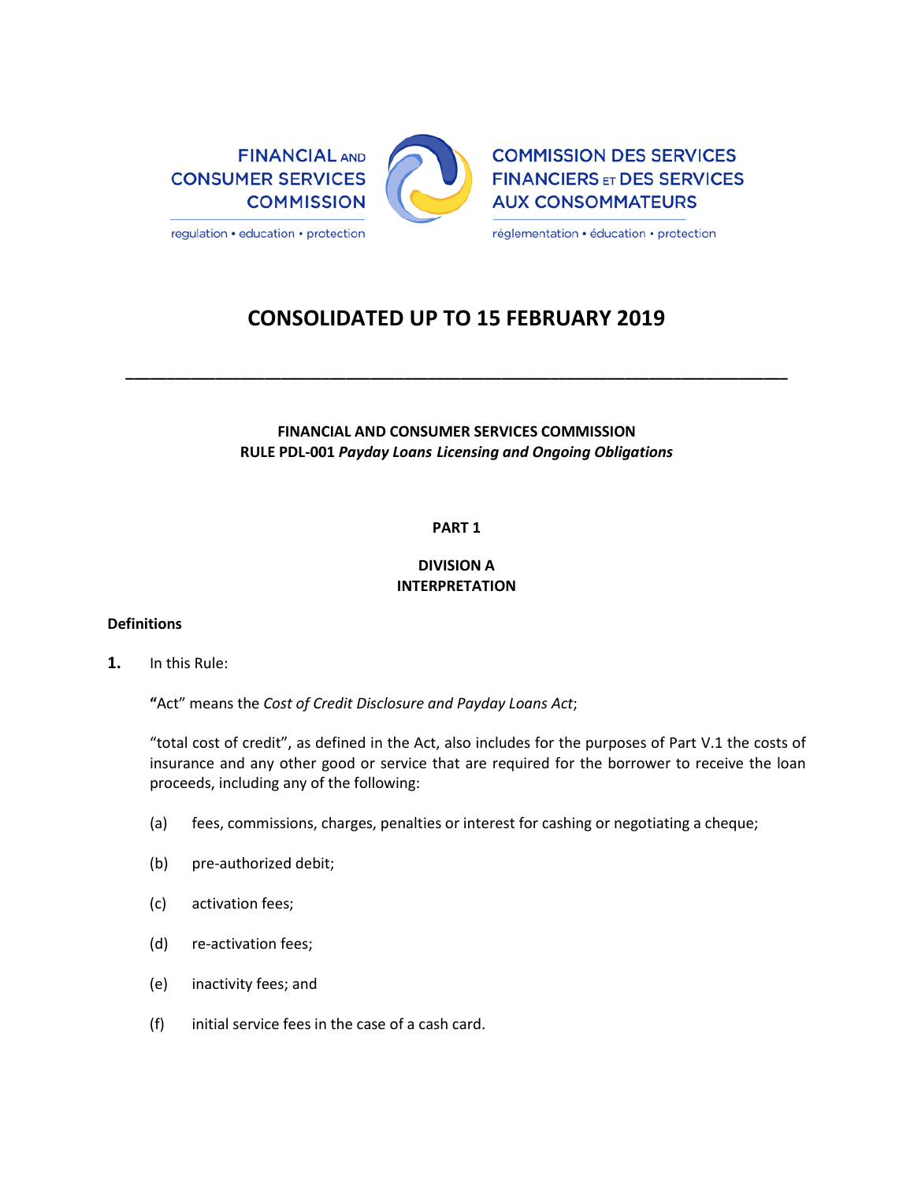FINANCIAL AND CONSUMER SERVICES COMMISSION
regulation • education • protection

COMMISSION DES SERVICES FINANCIERS ET DES SERVICES AUX CONSOMMATEURS
réglementation • éducation • protection

# CONSOLIDATED UP TO 15 FEBRUARY 2019

---

**FINANCIAL AND CONSUMER SERVICES COMMISSION**
**RULE PDL-001 *Payday Loans Licensing and Ongoing Obligations***

## PART 1

## DIVISION A
## INTERPRETATION

### Definitions

**1.** In this Rule:

"Act" means the *Cost of Credit Disclosure and Payday Loans Act*;

"total cost of credit", as defined in the Act, also includes for the purposes of Part V.1 the costs of insurance and any other good or service that are required for the borrower to receive the loan proceeds, including any of the following:

(a) fees, commissions, charges, penalties or interest for cashing or negotiating a cheque;

(b) pre-authorized debit;

(c) activation fees;

(d) re-activation fees;

(e) inactivity fees; and

(f) initial service fees in the case of a cash card.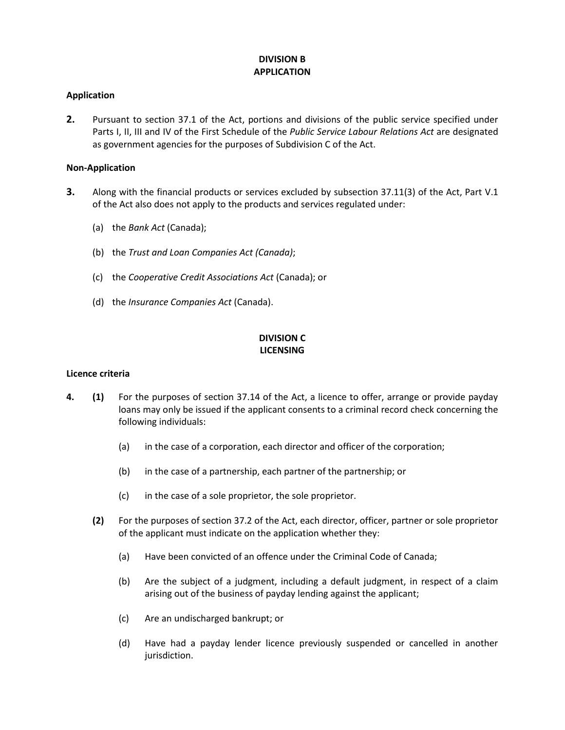## DIVISION B
## APPLICATION

**Application**

**2.** Pursuant to section 37.1 of the Act, portions and divisions of the public service specified under Parts I, II, III and IV of the First Schedule of the *Public Service Labour Relations Act* are designated as government agencies for the purposes of Subdivision C of the Act.

**Non-Application**

**3.** Along with the financial products or services excluded by subsection 37.11(3) of the Act, Part V.1 of the Act also does not apply to the products and services regulated under:

(a) the *Bank Act* (Canada);

(b) the *Trust and Loan Companies Act (Canada)*;

(c) the *Cooperative Credit Associations Act* (Canada); or

(d) the *Insurance Companies Act* (Canada).

## DIVISION C
## LICENSING

**Licence criteria**

**4. (1)** For the purposes of section 37.14 of the Act, a licence to offer, arrange or provide payday loans may only be issued if the applicant consents to a criminal record check concerning the following individuals:

(a) in the case of a corporation, each director and officer of the corporation;

(b) in the case of a partnership, each partner of the partnership; or

(c) in the case of a sole proprietor, the sole proprietor.

**(2)** For the purposes of section 37.2 of the Act, each director, officer, partner or sole proprietor of the applicant must indicate on the application whether they:

(a) Have been convicted of an offence under the Criminal Code of Canada;

(b) Are the subject of a judgment, including a default judgment, in respect of a claim arising out of the business of payday lending against the applicant;

(c) Are an undischarged bankrupt; or

(d) Have had a payday lender licence previously suspended or cancelled in another jurisdiction.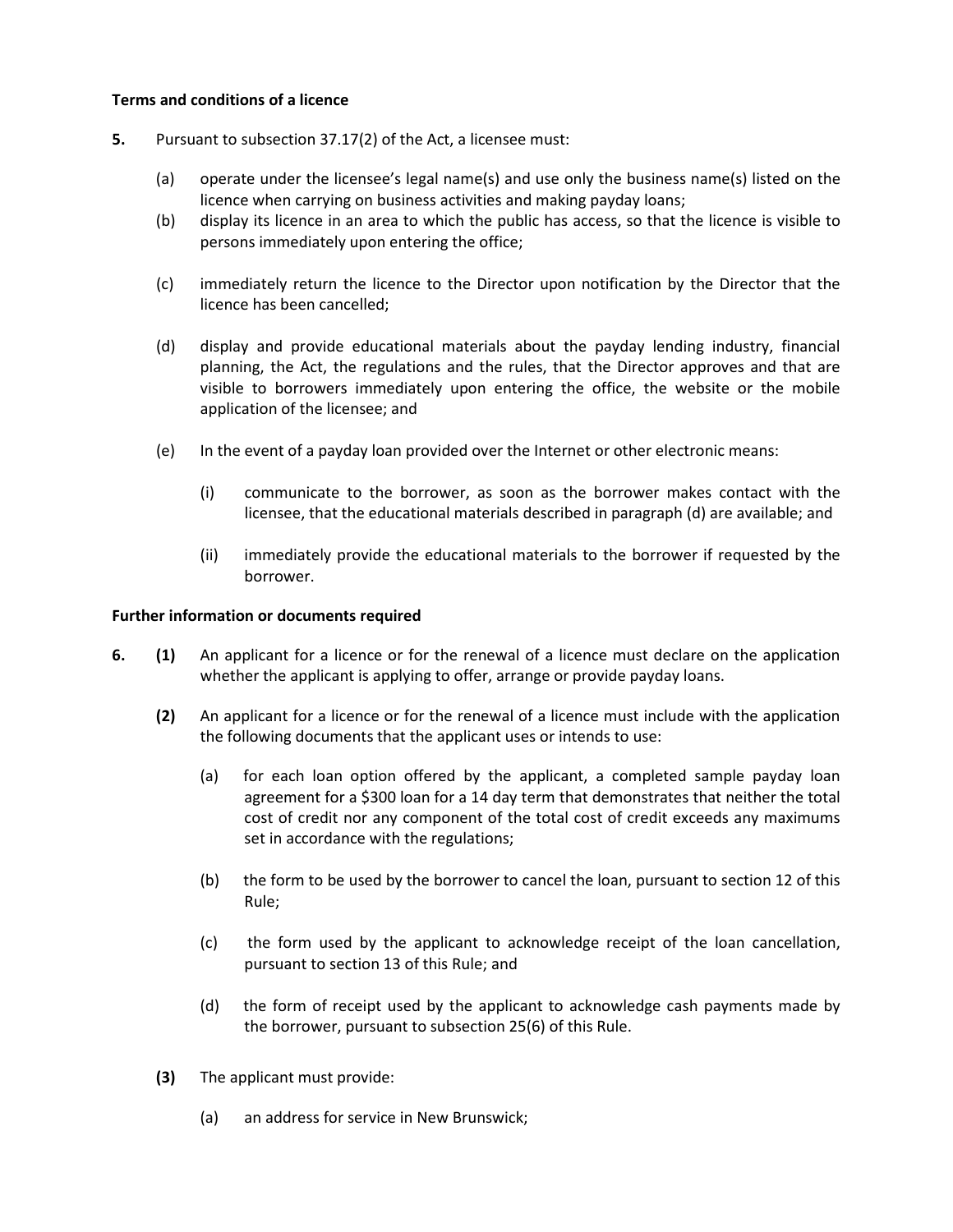**Terms and conditions of a licence**

**5.** Pursuant to subsection 37.17(2) of the Act, a licensee must:

(a) operate under the licensee's legal name(s) and use only the business name(s) listed on the licence when carrying on business activities and making payday loans;

(b) display its licence in an area to which the public has access, so that the licence is visible to persons immediately upon entering the office;

(c) immediately return the licence to the Director upon notification by the Director that the licence has been cancelled;

(d) display and provide educational materials about the payday lending industry, financial planning, the Act, the regulations and the rules, that the Director approves and that are visible to borrowers immediately upon entering the office, the website or the mobile application of the licensee; and

(e) In the event of a payday loan provided over the Internet or other electronic means:

(i) communicate to the borrower, as soon as the borrower makes contact with the licensee, that the educational materials described in paragraph (d) are available; and

(ii) immediately provide the educational materials to the borrower if requested by the borrower.

**Further information or documents required**

**6.** **(1)** An applicant for a licence or for the renewal of a licence must declare on the application whether the applicant is applying to offer, arrange or provide payday loans.

**(2)** An applicant for a licence or for the renewal of a licence must include with the application the following documents that the applicant uses or intends to use:

(a) for each loan option offered by the applicant, a completed sample payday loan agreement for a $300 loan for a 14 day term that demonstrates that neither the total cost of credit nor any component of the total cost of credit exceeds any maximums set in accordance with the regulations;

(b) the form to be used by the borrower to cancel the loan, pursuant to section 12 of this Rule;

(c) the form used by the applicant to acknowledge receipt of the loan cancellation, pursuant to section 13 of this Rule; and

(d) the form of receipt used by the applicant to acknowledge cash payments made by the borrower, pursuant to subsection 25(6) of this Rule.

**(3)** The applicant must provide:

(a) an address for service in New Brunswick;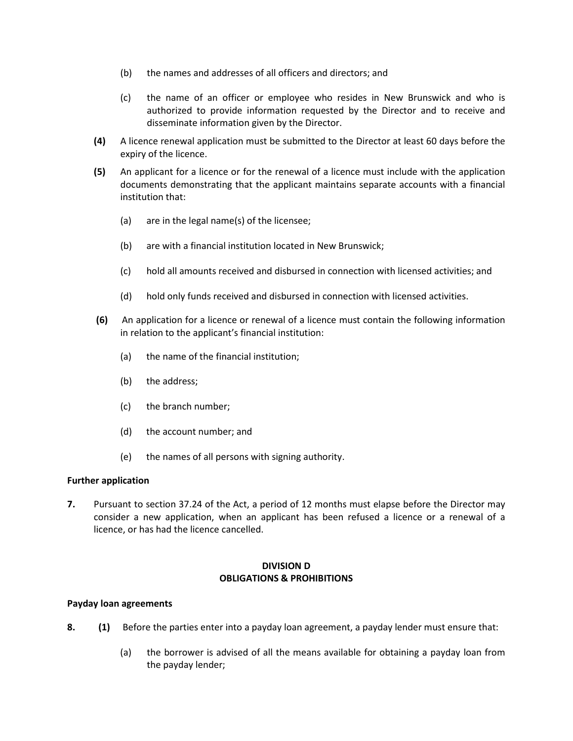(b) the names and addresses of all officers and directors; and

(c) the name of an officer or employee who resides in New Brunswick and who is authorized to provide information requested by the Director and to receive and disseminate information given by the Director.

**(4)** A licence renewal application must be submitted to the Director at least 60 days before the expiry of the licence.

**(5)** An applicant for a licence or for the renewal of a licence must include with the application documents demonstrating that the applicant maintains separate accounts with a financial institution that:

(a) are in the legal name(s) of the licensee;

(b) are with a financial institution located in New Brunswick;

(c) hold all amounts received and disbursed in connection with licensed activities; and

(d) hold only funds received and disbursed in connection with licensed activities.

**(6)** An application for a licence or renewal of a licence must contain the following information in relation to the applicant's financial institution:

(a) the name of the financial institution;

(b) the address;

(c) the branch number;

(d) the account number; and

(e) the names of all persons with signing authority.

**Further application**

**7.** Pursuant to section 37.24 of the Act, a period of 12 months must elapse before the Director may consider a new application, when an applicant has been refused a licence or a renewal of a licence, or has had the licence cancelled.

## DIVISION D
## OBLIGATIONS & PROHIBITIONS

**Payday loan agreements**

**8. (1)** Before the parties enter into a payday loan agreement, a payday lender must ensure that:

(a) the borrower is advised of all the means available for obtaining a payday loan from the payday lender;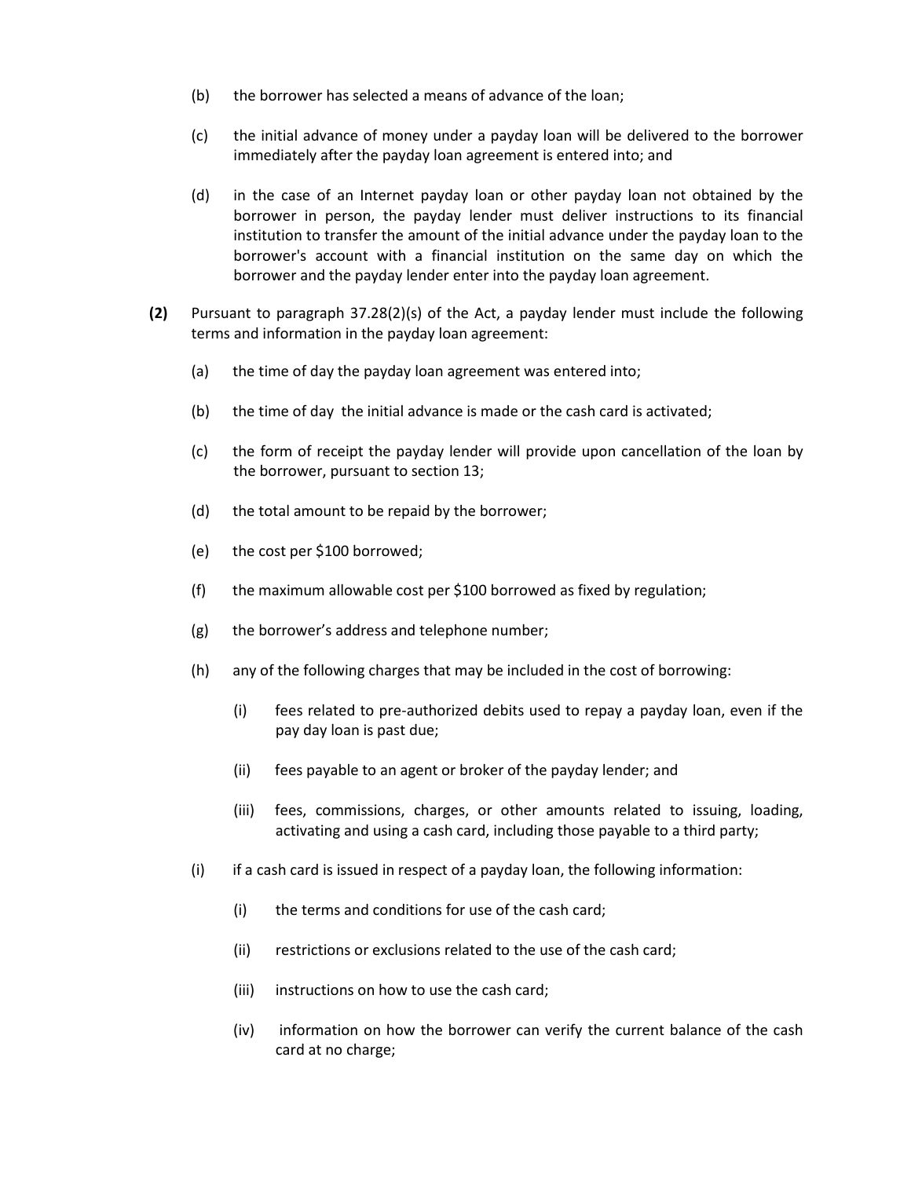(b) the borrower has selected a means of advance of the loan;

(c) the initial advance of money under a payday loan will be delivered to the borrower immediately after the payday loan agreement is entered into; and

(d) in the case of an Internet payday loan or other payday loan not obtained by the borrower in person, the payday lender must deliver instructions to its financial institution to transfer the amount of the initial advance under the payday loan to the borrower's account with a financial institution on the same day on which the borrower and the payday lender enter into the payday loan agreement.

**(2)** Pursuant to paragraph 37.28(2)(s) of the Act, a payday lender must include the following terms and information in the payday loan agreement:

(a) the time of day the payday loan agreement was entered into;

(b) the time of day the initial advance is made or the cash card is activated;

(c) the form of receipt the payday lender will provide upon cancellation of the loan by the borrower, pursuant to section 13;

(d) the total amount to be repaid by the borrower;

(e) the cost per $100 borrowed;

(f) the maximum allowable cost per $100 borrowed as fixed by regulation;

(g) the borrower's address and telephone number;

(h) any of the following charges that may be included in the cost of borrowing:

(i) fees related to pre-authorized debits used to repay a payday loan, even if the pay day loan is past due;

(ii) fees payable to an agent or broker of the payday lender; and

(iii) fees, commissions, charges, or other amounts related to issuing, loading, activating and using a cash card, including those payable to a third party;

(i) if a cash card is issued in respect of a payday loan, the following information:

(i) the terms and conditions for use of the cash card;

(ii) restrictions or exclusions related to the use of the cash card;

(iii) instructions on how to use the cash card;

(iv) information on how the borrower can verify the current balance of the cash card at no charge;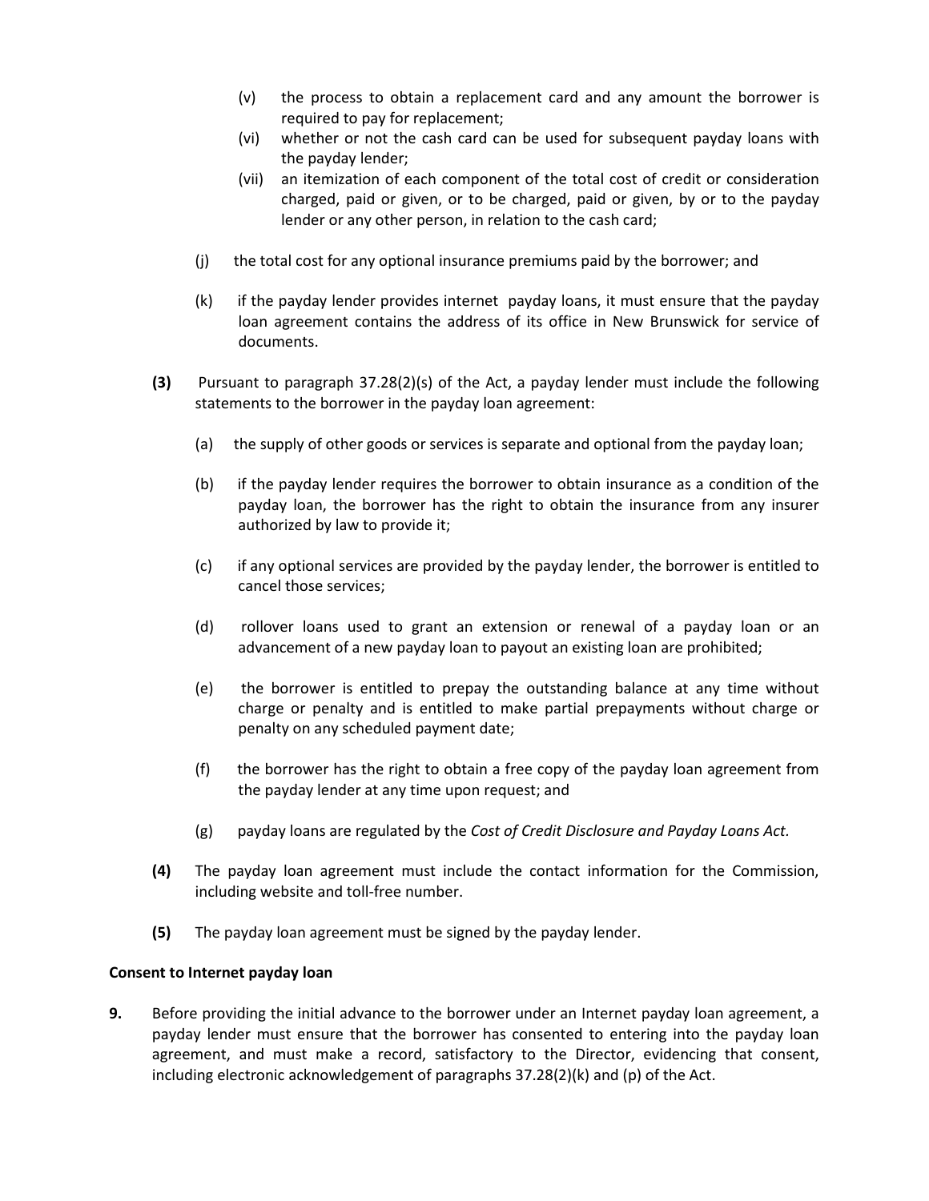(v) the process to obtain a replacement card and any amount the borrower is required to pay for replacement;

(vi) whether or not the cash card can be used for subsequent payday loans with the payday lender;

(vii) an itemization of each component of the total cost of credit or consideration charged, paid or given, or to be charged, paid or given, by or to the payday lender or any other person, in relation to the cash card;

(j) the total cost for any optional insurance premiums paid by the borrower; and

(k) if the payday lender provides internet payday loans, it must ensure that the payday loan agreement contains the address of its office in New Brunswick for service of documents.

**(3)** Pursuant to paragraph 37.28(2)(s) of the Act, a payday lender must include the following statements to the borrower in the payday loan agreement:

(a) the supply of other goods or services is separate and optional from the payday loan;

(b) if the payday lender requires the borrower to obtain insurance as a condition of the payday loan, the borrower has the right to obtain the insurance from any insurer authorized by law to provide it;

(c) if any optional services are provided by the payday lender, the borrower is entitled to cancel those services;

(d) rollover loans used to grant an extension or renewal of a payday loan or an advancement of a new payday loan to payout an existing loan are prohibited;

(e) the borrower is entitled to prepay the outstanding balance at any time without charge or penalty and is entitled to make partial prepayments without charge or penalty on any scheduled payment date;

(f) the borrower has the right to obtain a free copy of the payday loan agreement from the payday lender at any time upon request; and

(g) payday loans are regulated by the *Cost of Credit Disclosure and Payday Loans Act.*

**(4)** The payday loan agreement must include the contact information for the Commission, including website and toll-free number.

**(5)** The payday loan agreement must be signed by the payday lender.

**Consent to Internet payday loan**

**9.** Before providing the initial advance to the borrower under an Internet payday loan agreement, a payday lender must ensure that the borrower has consented to entering into the payday loan agreement, and must make a record, satisfactory to the Director, evidencing that consent, including electronic acknowledgement of paragraphs 37.28(2)(k) and (p) of the Act.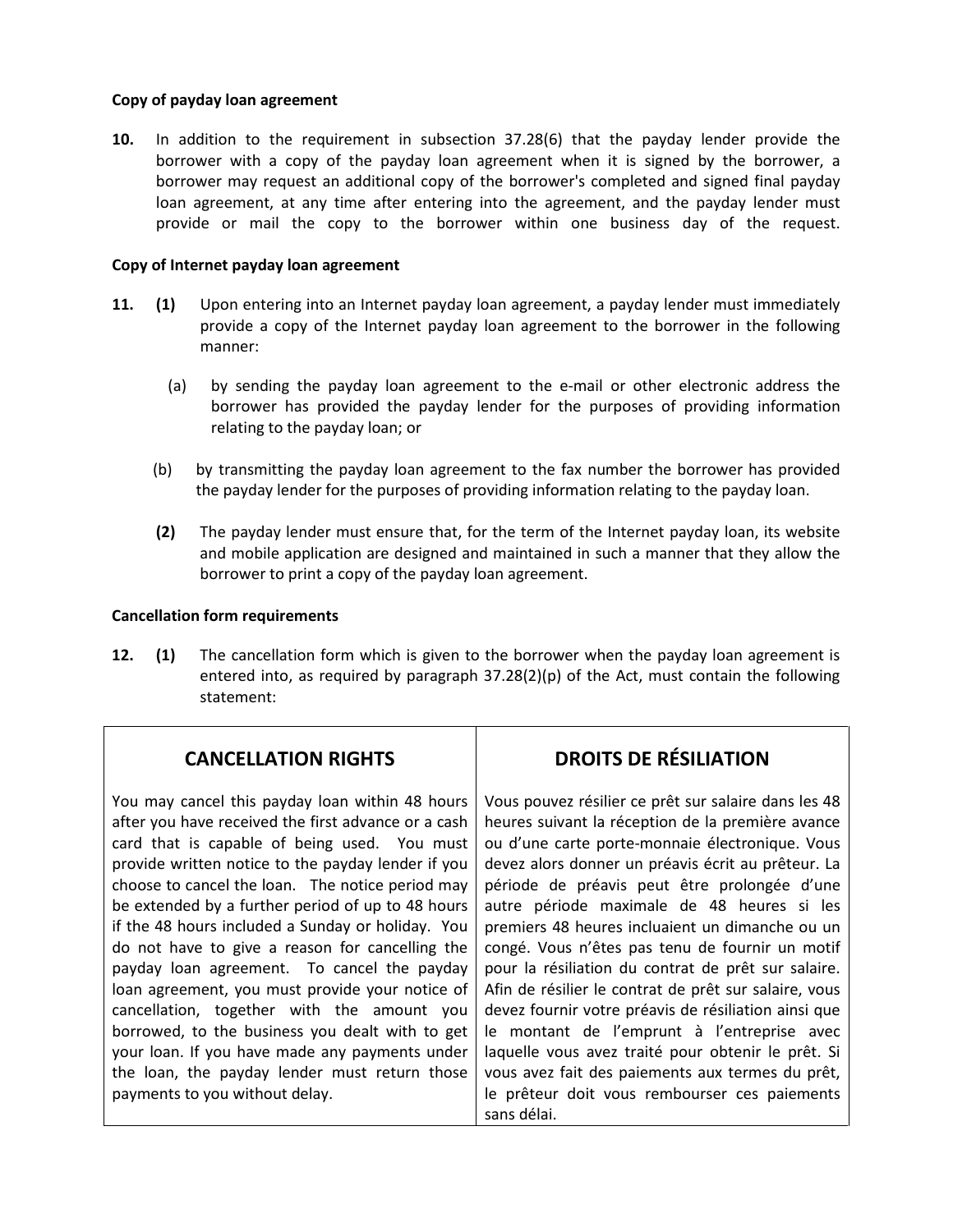**Copy of payday loan agreement**

**10.** In addition to the requirement in subsection 37.28(6) that the payday lender provide the borrower with a copy of the payday loan agreement when it is signed by the borrower, a borrower may request an additional copy of the borrower's completed and signed final payday loan agreement, at any time after entering into the agreement, and the payday lender must provide or mail the copy to the borrower within one business day of the request.

**Copy of Internet payday loan agreement**

**11.** **(1)** Upon entering into an Internet payday loan agreement, a payday lender must immediately provide a copy of the Internet payday loan agreement to the borrower in the following manner:

(a) by sending the payday loan agreement to the e-mail or other electronic address the borrower has provided the payday lender for the purposes of providing information relating to the payday loan; or

(b) by transmitting the payday loan agreement to the fax number the borrower has provided the payday lender for the purposes of providing information relating to the payday loan.

**(2)** The payday lender must ensure that, for the term of the Internet payday loan, its website and mobile application are designed and maintained in such a manner that they allow the borrower to print a copy of the payday loan agreement.

**Cancellation form requirements**

**12.** **(1)** The cancellation form which is given to the borrower when the payday loan agreement is entered into, as required by paragraph 37.28(2)(p) of the Act, must contain the following statement:

| **CANCELLATION RIGHTS** | **DROITS DE RÉSILIATION** |
|---|---|
| You may cancel this payday loan within 48 hours after you have received the first advance or a cash card that is capable of being used. You must provide written notice to the payday lender if you choose to cancel the loan. The notice period may be extended by a further period of up to 48 hours if the 48 hours included a Sunday or holiday. You do not have to give a reason for cancelling the payday loan agreement. To cancel the payday loan agreement, you must provide your notice of cancellation, together with the amount you borrowed, to the business you dealt with to get your loan. If you have made any payments under the loan, the payday lender must return those payments to you without delay. | Vous pouvez résilier ce prêt sur salaire dans les 48 heures suivant la réception de la première avance ou d'une carte porte-monnaie électronique. Vous devez alors donner un préavis écrit au prêteur. La période de préavis peut être prolongée d'une autre période maximale de 48 heures si les premiers 48 heures incluaient un dimanche ou un congé. Vous n'êtes pas tenu de fournir un motif pour la résiliation du contrat de prêt sur salaire. Afin de résilier le contrat de prêt sur salaire, vous devez fournir votre préavis de résiliation ainsi que le montant de l'emprunt à l'entreprise avec laquelle vous avez traité pour obtenir le prêt. Si vous avez fait des paiements aux termes du prêt, le prêteur doit vous rembourser ces paiements sans délai. |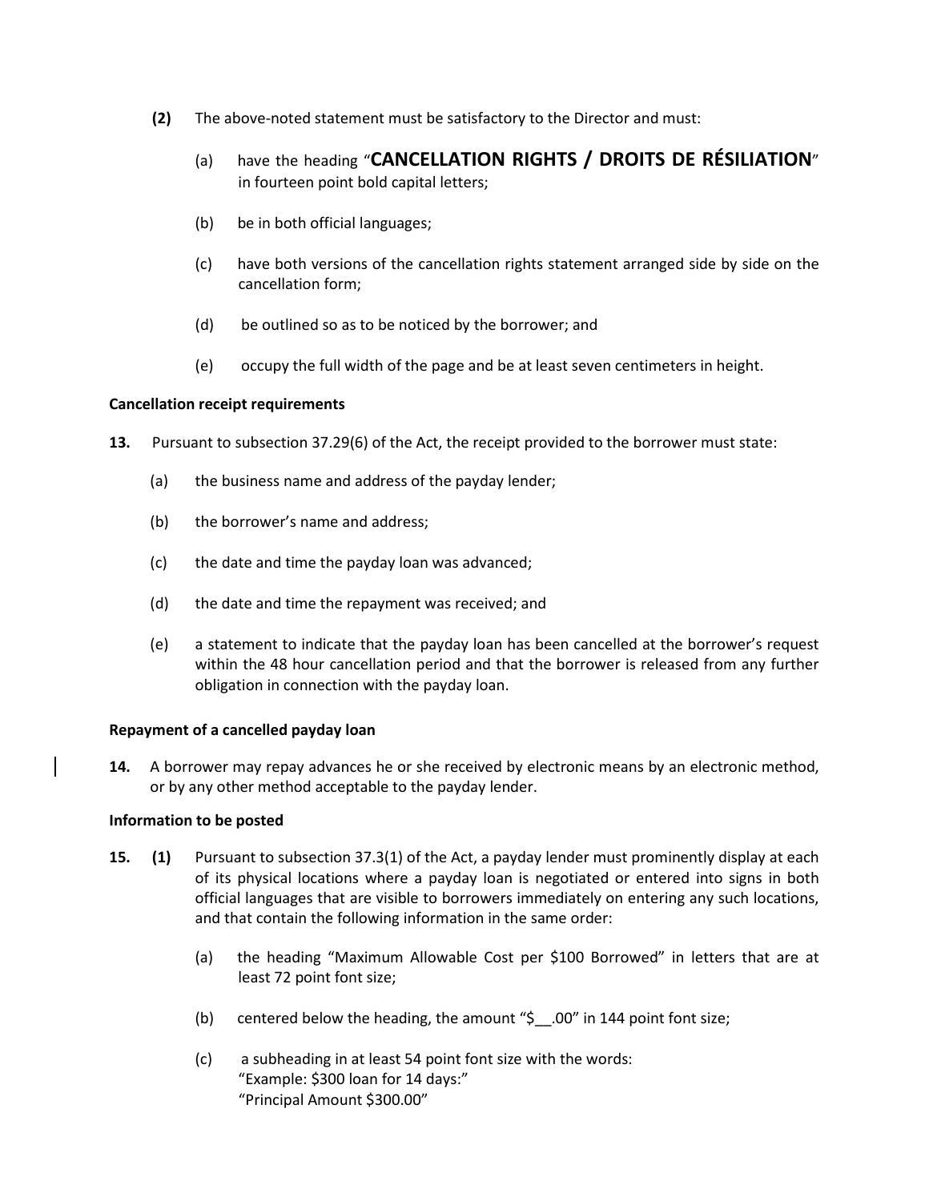**(2)** The above-noted statement must be satisfactory to the Director and must:

(a) have the heading "**CANCELLATION RIGHTS / DROITS DE RÉSILIATION**" in fourteen point bold capital letters;

(b) be in both official languages;

(c) have both versions of the cancellation rights statement arranged side by side on the cancellation form;

(d) be outlined so as to be noticed by the borrower; and

(e) occupy the full width of the page and be at least seven centimeters in height.

**Cancellation receipt requirements**

**13.** Pursuant to subsection 37.29(6) of the Act, the receipt provided to the borrower must state:

(a) the business name and address of the payday lender;

(b) the borrower's name and address;

(c) the date and time the payday loan was advanced;

(d) the date and time the repayment was received; and

(e) a statement to indicate that the payday loan has been cancelled at the borrower's request within the 48 hour cancellation period and that the borrower is released from any further obligation in connection with the payday loan.

**Repayment of a cancelled payday loan**

**14.** A borrower may repay advances he or she received by electronic means by an electronic method, or by any other method acceptable to the payday lender.

**Information to be posted**

**15. (1)** Pursuant to subsection 37.3(1) of the Act, a payday lender must prominently display at each of its physical locations where a payday loan is negotiated or entered into signs in both official languages that are visible to borrowers immediately on entering any such locations, and that contain the following information in the same order:

(a) the heading "Maximum Allowable Cost per $100 Borrowed" in letters that are at least 72 point font size;

(b) centered below the heading, the amount "$__.00" in 144 point font size;

(c) a subheading in at least 54 point font size with the words:
"Example: $300 loan for 14 days:"
"Principal Amount $300.00"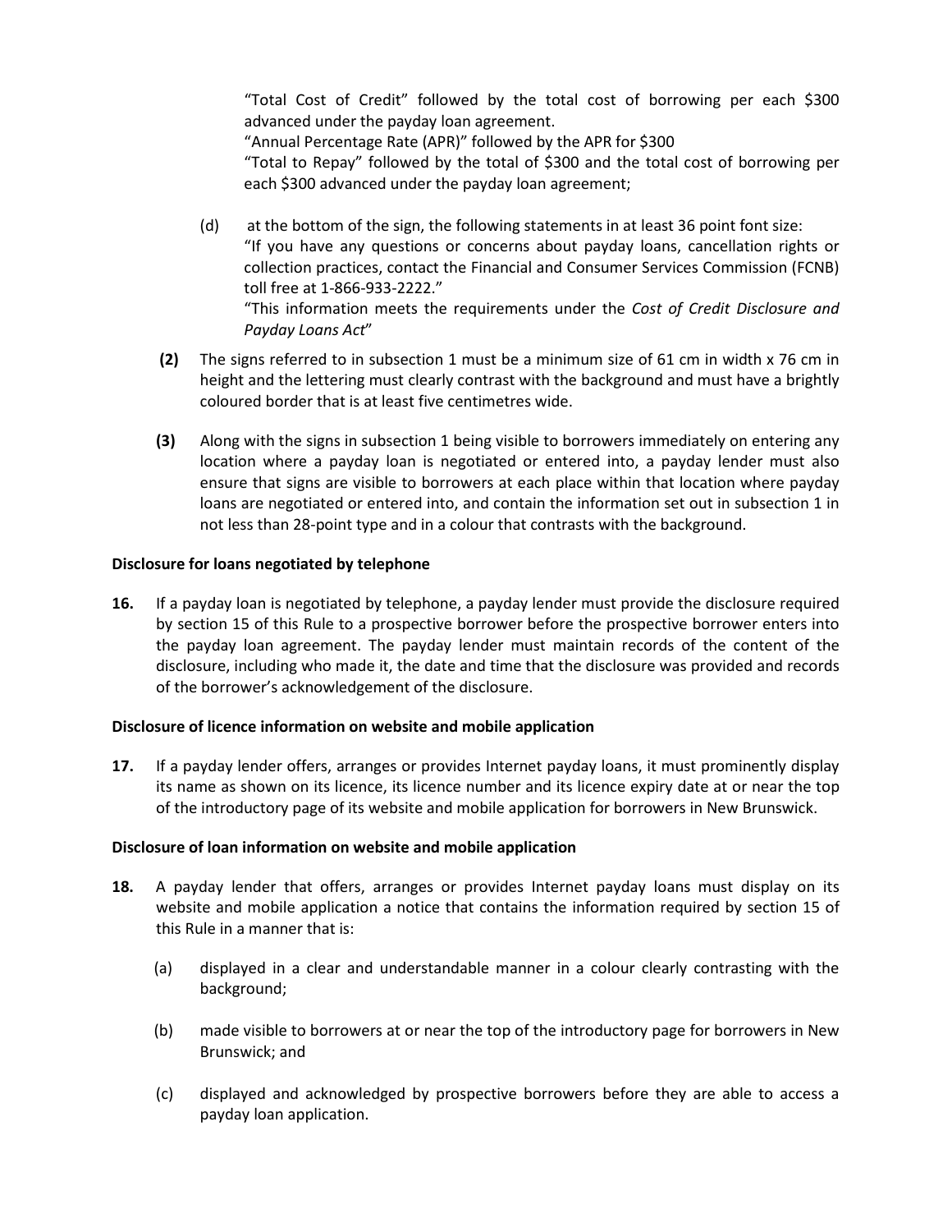"Total Cost of Credit" followed by the total cost of borrowing per each $300 advanced under the payday loan agreement.
"Annual Percentage Rate (APR)" followed by the APR for $300
"Total to Repay" followed by the total of $300 and the total cost of borrowing per each $300 advanced under the payday loan agreement;

(d) at the bottom of the sign, the following statements in at least 36 point font size:
"If you have any questions or concerns about payday loans, cancellation rights or collection practices, contact the Financial and Consumer Services Commission (FCNB) toll free at 1-866-933-2222."
"This information meets the requirements under the *Cost of Credit Disclosure and Payday Loans Act*"

**(2)** The signs referred to in subsection 1 must be a minimum size of 61 cm in width x 76 cm in height and the lettering must clearly contrast with the background and must have a brightly coloured border that is at least five centimetres wide.

**(3)** Along with the signs in subsection 1 being visible to borrowers immediately on entering any location where a payday loan is negotiated or entered into, a payday lender must also ensure that signs are visible to borrowers at each place within that location where payday loans are negotiated or entered into, and contain the information set out in subsection 1 in not less than 28-point type and in a colour that contrasts with the background.

**Disclosure for loans negotiated by telephone**

**16.** If a payday loan is negotiated by telephone, a payday lender must provide the disclosure required by section 15 of this Rule to a prospective borrower before the prospective borrower enters into the payday loan agreement. The payday lender must maintain records of the content of the disclosure, including who made it, the date and time that the disclosure was provided and records of the borrower's acknowledgement of the disclosure.

**Disclosure of licence information on website and mobile application**

**17.** If a payday lender offers, arranges or provides Internet payday loans, it must prominently display its name as shown on its licence, its licence number and its licence expiry date at or near the top of the introductory page of its website and mobile application for borrowers in New Brunswick.

**Disclosure of loan information on website and mobile application**

**18.** A payday lender that offers, arranges or provides Internet payday loans must display on its website and mobile application a notice that contains the information required by section 15 of this Rule in a manner that is:

(a) displayed in a clear and understandable manner in a colour clearly contrasting with the background;

(b) made visible to borrowers at or near the top of the introductory page for borrowers in New Brunswick; and

(c) displayed and acknowledged by prospective borrowers before they are able to access a payday loan application.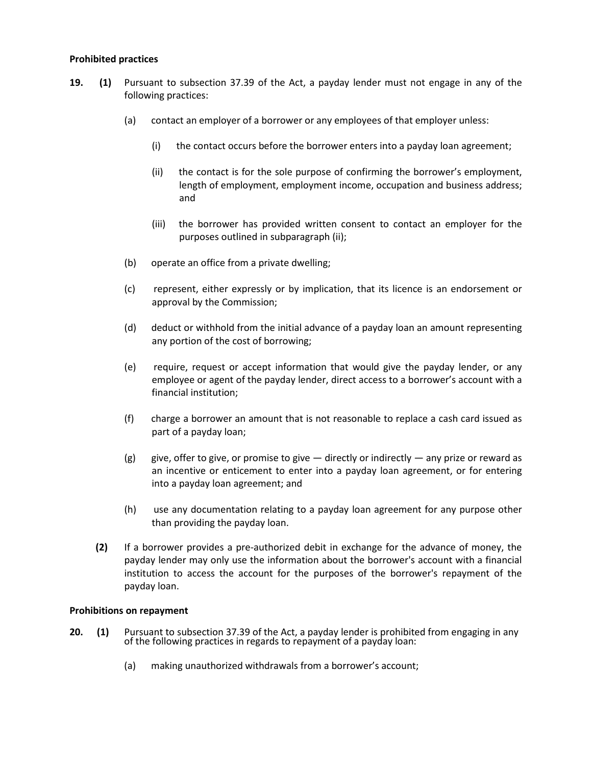**Prohibited practices**

**19. (1)** Pursuant to subsection 37.39 of the Act, a payday lender must not engage in any of the following practices:

(a) contact an employer of a borrower or any employees of that employer unless:

(i) the contact occurs before the borrower enters into a payday loan agreement;

(ii) the contact is for the sole purpose of confirming the borrower's employment, length of employment, employment income, occupation and business address; and

(iii) the borrower has provided written consent to contact an employer for the purposes outlined in subparagraph (ii);

(b) operate an office from a private dwelling;

(c) represent, either expressly or by implication, that its licence is an endorsement or approval by the Commission;

(d) deduct or withhold from the initial advance of a payday loan an amount representing any portion of the cost of borrowing;

(e) require, request or accept information that would give the payday lender, or any employee or agent of the payday lender, direct access to a borrower's account with a financial institution;

(f) charge a borrower an amount that is not reasonable to replace a cash card issued as part of a payday loan;

(g) give, offer to give, or promise to give — directly or indirectly — any prize or reward as an incentive or enticement to enter into a payday loan agreement, or for entering into a payday loan agreement; and

(h) use any documentation relating to a payday loan agreement for any purpose other than providing the payday loan.

**(2)** If a borrower provides a pre-authorized debit in exchange for the advance of money, the payday lender may only use the information about the borrower's account with a financial institution to access the account for the purposes of the borrower's repayment of the payday loan.

**Prohibitions on repayment**

**20. (1)** Pursuant to subsection 37.39 of the Act, a payday lender is prohibited from engaging in any of the following practices in regards to repayment of a payday loan:

(a) making unauthorized withdrawals from a borrower's account;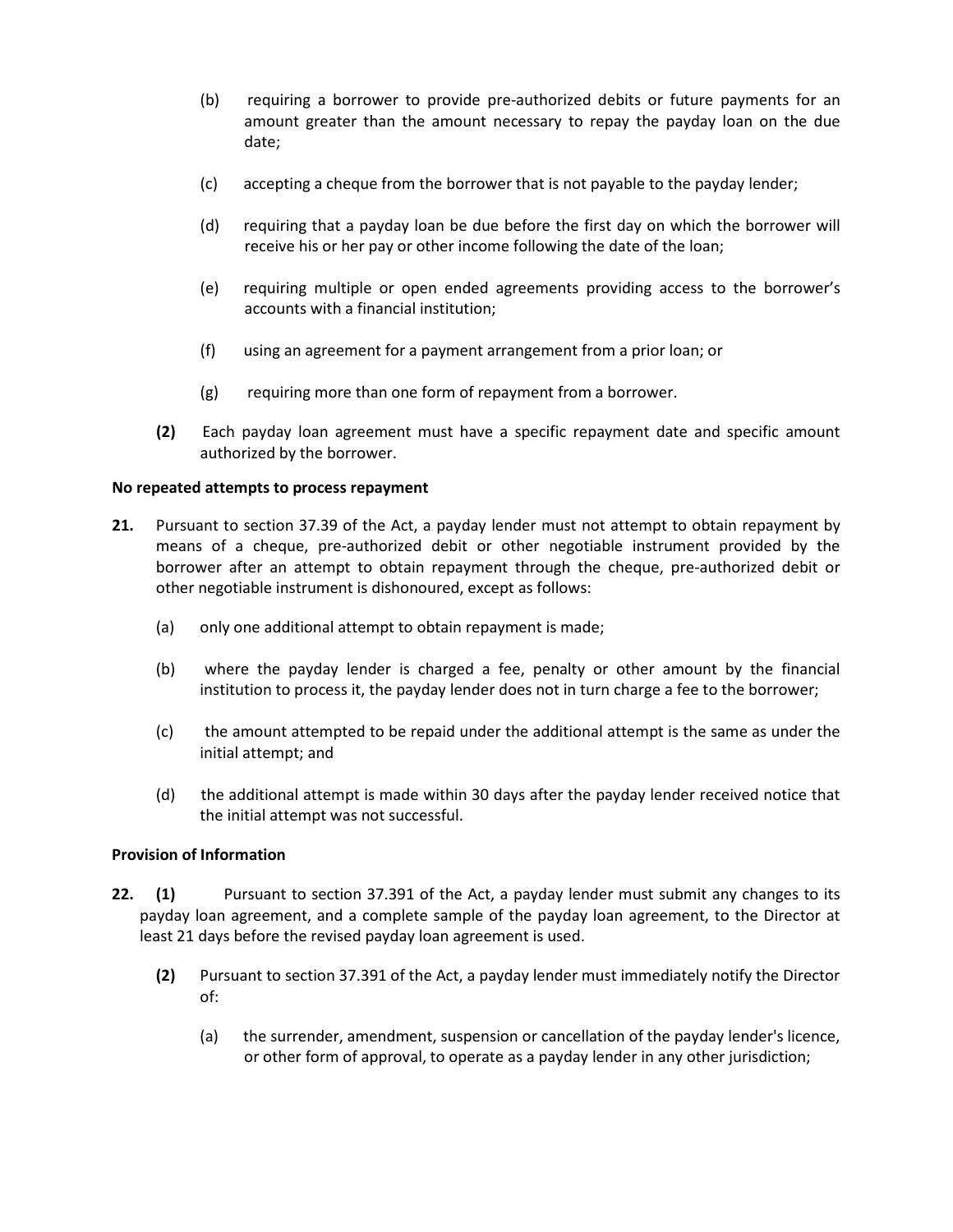(b) requiring a borrower to provide pre-authorized debits or future payments for an amount greater than the amount necessary to repay the payday loan on the due date;

(c) accepting a cheque from the borrower that is not payable to the payday lender;

(d) requiring that a payday loan be due before the first day on which the borrower will receive his or her pay or other income following the date of the loan;

(e) requiring multiple or open ended agreements providing access to the borrower's accounts with a financial institution;

(f) using an agreement for a payment arrangement from a prior loan; or

(g) requiring more than one form of repayment from a borrower.

**(2)** Each payday loan agreement must have a specific repayment date and specific amount authorized by the borrower.

**No repeated attempts to process repayment**

**21.** Pursuant to section 37.39 of the Act, a payday lender must not attempt to obtain repayment by means of a cheque, pre-authorized debit or other negotiable instrument provided by the borrower after an attempt to obtain repayment through the cheque, pre-authorized debit or other negotiable instrument is dishonoured, except as follows:

(a) only one additional attempt to obtain repayment is made;

(b) where the payday lender is charged a fee, penalty or other amount by the financial institution to process it, the payday lender does not in turn charge a fee to the borrower;

(c) the amount attempted to be repaid under the additional attempt is the same as under the initial attempt; and

(d) the additional attempt is made within 30 days after the payday lender received notice that the initial attempt was not successful.

**Provision of Information**

**22.** **(1)** Pursuant to section 37.391 of the Act, a payday lender must submit any changes to its payday loan agreement, and a complete sample of the payday loan agreement, to the Director at least 21 days before the revised payday loan agreement is used.

**(2)** Pursuant to section 37.391 of the Act, a payday lender must immediately notify the Director of:

(a) the surrender, amendment, suspension or cancellation of the payday lender's licence, or other form of approval, to operate as a payday lender in any other jurisdiction;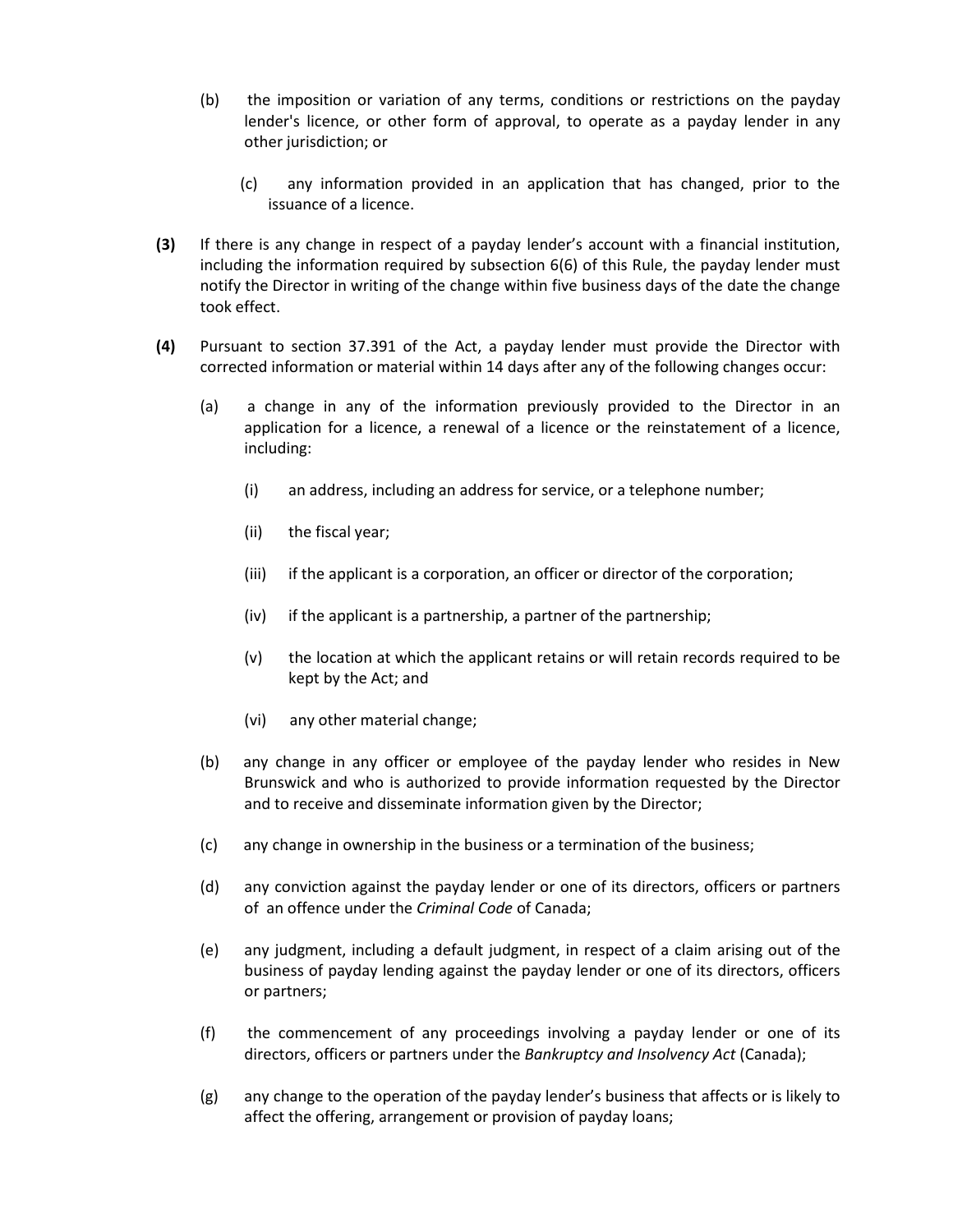(b) the imposition or variation of any terms, conditions or restrictions on the payday lender's licence, or other form of approval, to operate as a payday lender in any other jurisdiction; or

(c) any information provided in an application that has changed, prior to the issuance of a licence.

**(3)** If there is any change in respect of a payday lender's account with a financial institution, including the information required by subsection 6(6) of this Rule, the payday lender must notify the Director in writing of the change within five business days of the date the change took effect.

**(4)** Pursuant to section 37.391 of the Act, a payday lender must provide the Director with corrected information or material within 14 days after any of the following changes occur:

(a) a change in any of the information previously provided to the Director in an application for a licence, a renewal of a licence or the reinstatement of a licence, including:

(i) an address, including an address for service, or a telephone number;

(ii) the fiscal year;

(iii) if the applicant is a corporation, an officer or director of the corporation;

(iv) if the applicant is a partnership, a partner of the partnership;

(v) the location at which the applicant retains or will retain records required to be kept by the Act; and

(vi) any other material change;

(b) any change in any officer or employee of the payday lender who resides in New Brunswick and who is authorized to provide information requested by the Director and to receive and disseminate information given by the Director;

(c) any change in ownership in the business or a termination of the business;

(d) any conviction against the payday lender or one of its directors, officers or partners of an offence under the *Criminal Code* of Canada;

(e) any judgment, including a default judgment, in respect of a claim arising out of the business of payday lending against the payday lender or one of its directors, officers or partners;

(f) the commencement of any proceedings involving a payday lender or one of its directors, officers or partners under the *Bankruptcy and Insolvency Act* (Canada);

(g) any change to the operation of the payday lender's business that affects or is likely to affect the offering, arrangement or provision of payday loans;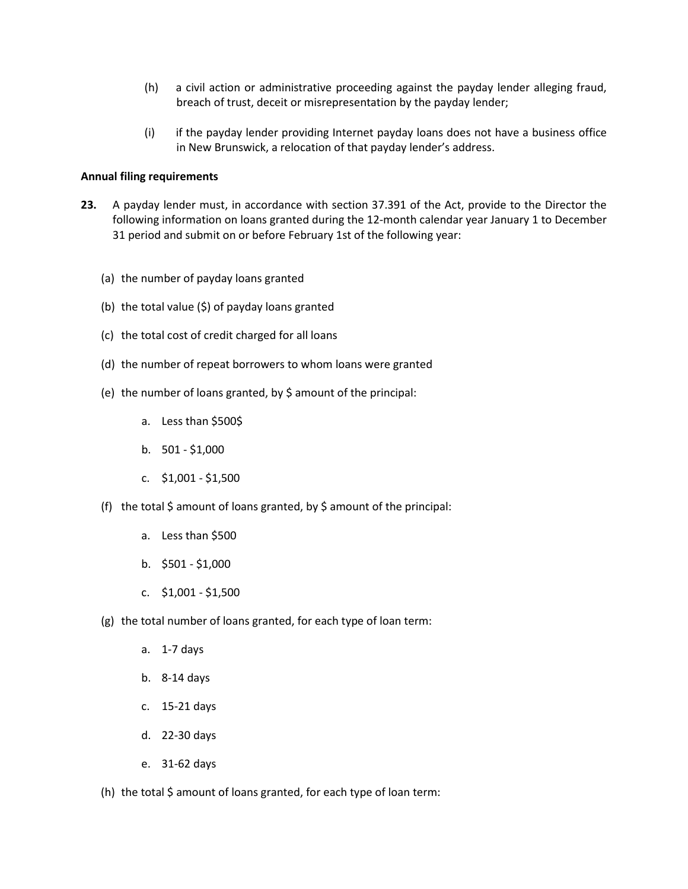(h) a civil action or administrative proceeding against the payday lender alleging fraud, breach of trust, deceit or misrepresentation by the payday lender;

(i) if the payday lender providing Internet payday loans does not have a business office in New Brunswick, a relocation of that payday lender's address.

**Annual filing requirements**

**23.** A payday lender must, in accordance with section 37.391 of the Act, provide to the Director the following information on loans granted during the 12-month calendar year January 1 to December 31 period and submit on or before February 1st of the following year:

(a) the number of payday loans granted

(b) the total value ($) of payday loans granted

(c) the total cost of credit charged for all loans

(d) the number of repeat borrowers to whom loans were granted

(e) the number of loans granted, by $ amount of the principal:

a. Less than $500$

b. 501 - $1,000

c. $1,001 - $1,500

(f) the total $ amount of loans granted, by $ amount of the principal:

a. Less than $500

b. $501 - $1,000

c. $1,001 - $1,500

(g) the total number of loans granted, for each type of loan term:

a. 1-7 days

b. 8-14 days

c. 15-21 days

d. 22-30 days

e. 31-62 days

(h) the total $ amount of loans granted, for each type of loan term: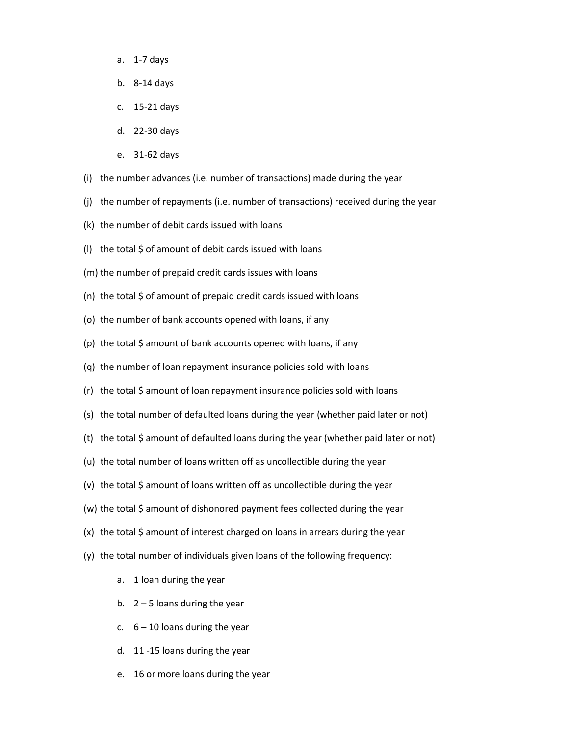a. 1-7 days

   b. 8-14 days

   c. 15-21 days

   d. 22-30 days

   e. 31-62 days

(i) the number advances (i.e. number of transactions) made during the year

(j) the number of repayments (i.e. number of transactions) received during the year

(k) the number of debit cards issued with loans

(l) the total $ of amount of debit cards issued with loans

(m) the number of prepaid credit cards issues with loans

(n) the total $ of amount of prepaid credit cards issued with loans

(o) the number of bank accounts opened with loans, if any

(p) the total $ amount of bank accounts opened with loans, if any

(q) the number of loan repayment insurance policies sold with loans

(r) the total $ amount of loan repayment insurance policies sold with loans

(s) the total number of defaulted loans during the year (whether paid later or not)

(t) the total $ amount of defaulted loans during the year (whether paid later or not)

(u) the total number of loans written off as uncollectible during the year

(v) the total $ amount of loans written off as uncollectible during the year

(w) the total $ amount of dishonored payment fees collected during the year

(x) the total $ amount of interest charged on loans in arrears during the year

(y) the total number of individuals given loans of the following frequency:

   a. 1 loan during the year

   b. 2 – 5 loans during the year

   c. 6 – 10 loans during the year

   d. 11 -15 loans during the year

   e. 16 or more loans during the year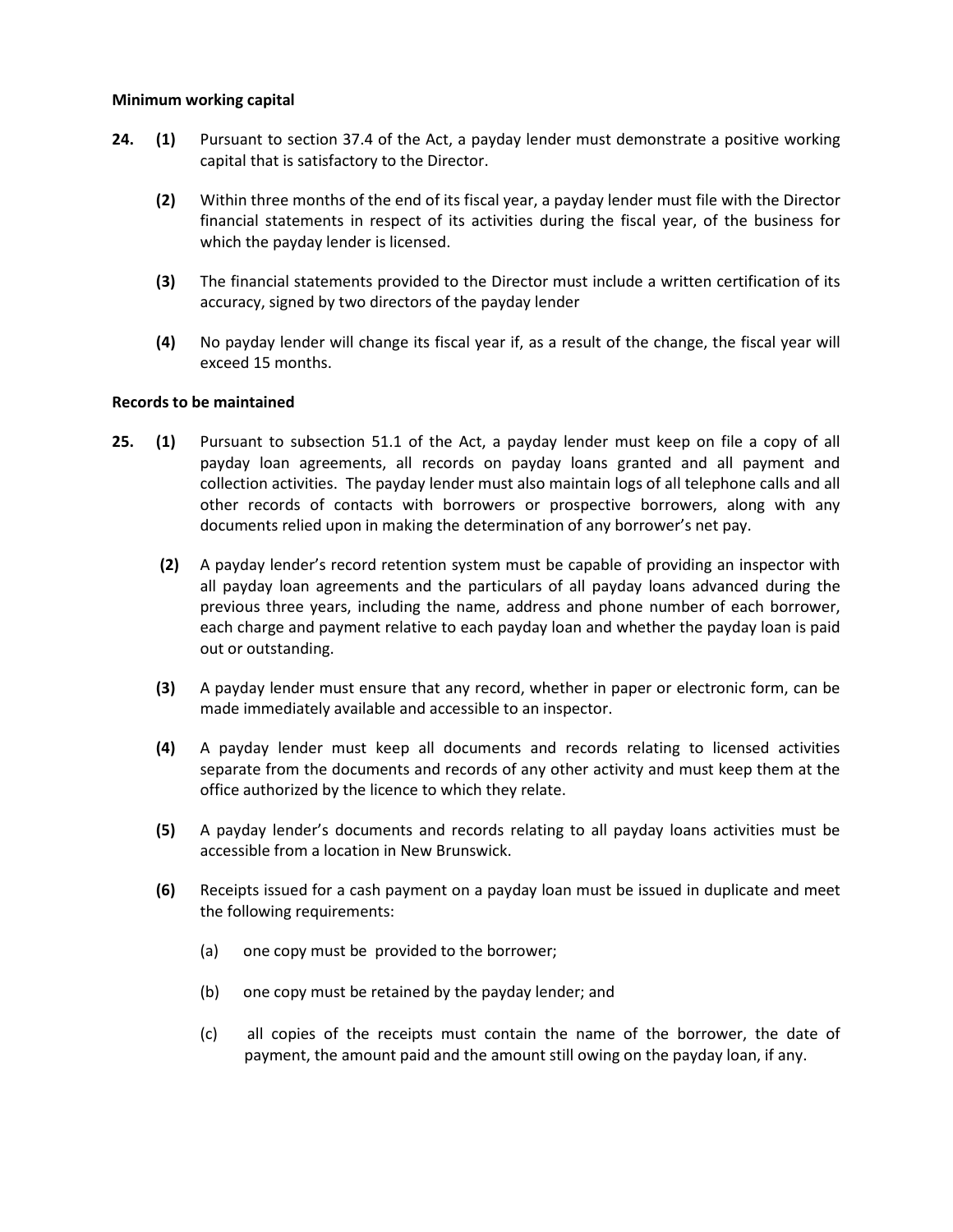**Minimum working capital**

**24.** **(1)** Pursuant to section 37.4 of the Act, a payday lender must demonstrate a positive working capital that is satisfactory to the Director.

**(2)** Within three months of the end of its fiscal year, a payday lender must file with the Director financial statements in respect of its activities during the fiscal year, of the business for which the payday lender is licensed.

**(3)** The financial statements provided to the Director must include a written certification of its accuracy, signed by two directors of the payday lender

**(4)** No payday lender will change its fiscal year if, as a result of the change, the fiscal year will exceed 15 months.

**Records to be maintained**

**25.** **(1)** Pursuant to subsection 51.1 of the Act, a payday lender must keep on file a copy of all payday loan agreements, all records on payday loans granted and all payment and collection activities. The payday lender must also maintain logs of all telephone calls and all other records of contacts with borrowers or prospective borrowers, along with any documents relied upon in making the determination of any borrower's net pay.

**(2)** A payday lender's record retention system must be capable of providing an inspector with all payday loan agreements and the particulars of all payday loans advanced during the previous three years, including the name, address and phone number of each borrower, each charge and payment relative to each payday loan and whether the payday loan is paid out or outstanding.

**(3)** A payday lender must ensure that any record, whether in paper or electronic form, can be made immediately available and accessible to an inspector.

**(4)** A payday lender must keep all documents and records relating to licensed activities separate from the documents and records of any other activity and must keep them at the office authorized by the licence to which they relate.

**(5)** A payday lender's documents and records relating to all payday loans activities must be accessible from a location in New Brunswick.

**(6)** Receipts issued for a cash payment on a payday loan must be issued in duplicate and meet the following requirements:

(a) one copy must be provided to the borrower;

(b) one copy must be retained by the payday lender; and

(c) all copies of the receipts must contain the name of the borrower, the date of payment, the amount paid and the amount still owing on the payday loan, if any.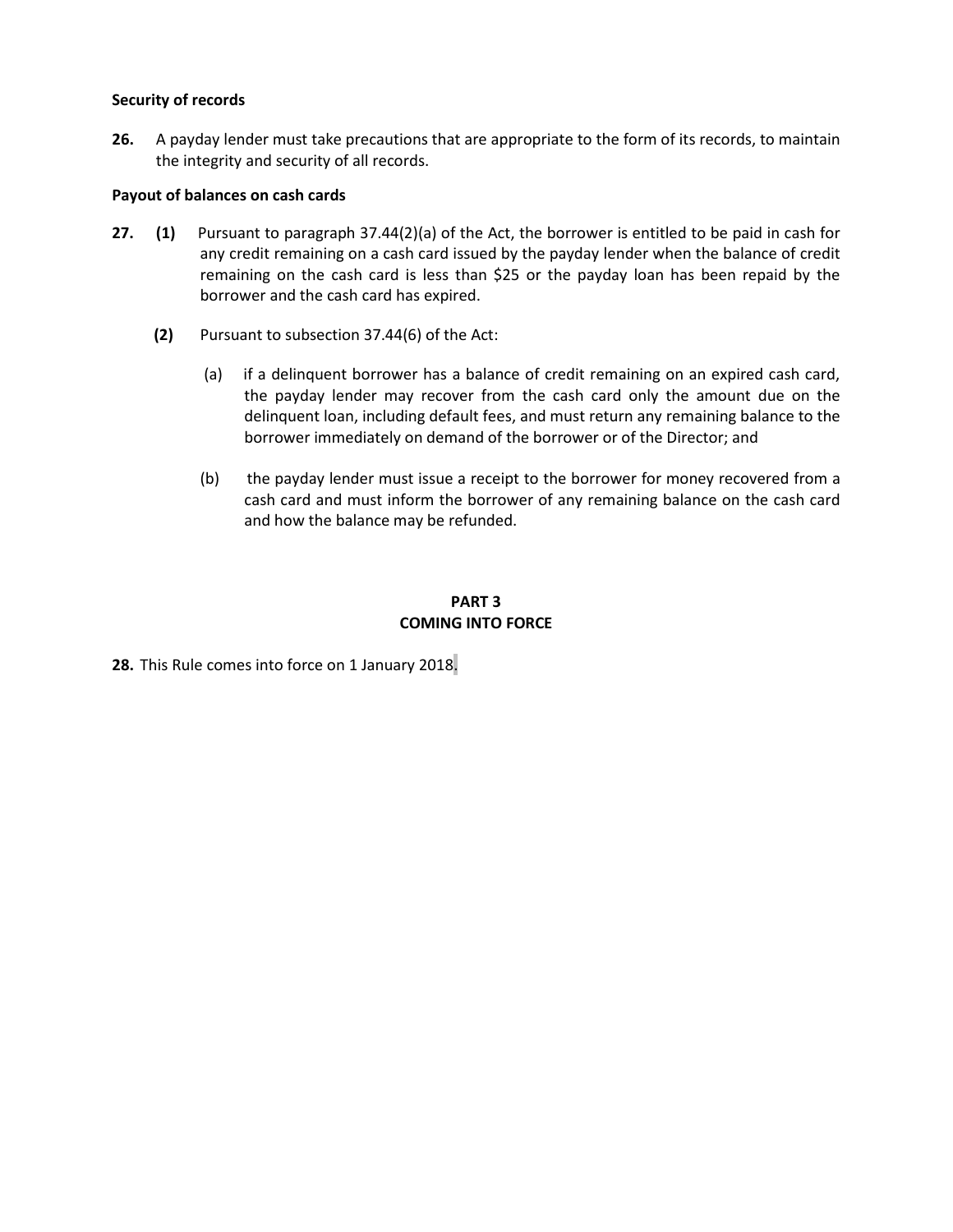**Security of records**

**26.** A payday lender must take precautions that are appropriate to the form of its records, to maintain the integrity and security of all records.

**Payout of balances on cash cards**

**27.** **(1)** Pursuant to paragraph 37.44(2)(a) of the Act, the borrower is entitled to be paid in cash for any credit remaining on a cash card issued by the payday lender when the balance of credit remaining on the cash card is less than $25 or the payday loan has been repaid by the borrower and the cash card has expired.

**(2)** Pursuant to subsection 37.44(6) of the Act:

(a) if a delinquent borrower has a balance of credit remaining on an expired cash card, the payday lender may recover from the cash card only the amount due on the delinquent loan, including default fees, and must return any remaining balance to the borrower immediately on demand of the borrower or of the Director; and

(b) the payday lender must issue a receipt to the borrower for money recovered from a cash card and must inform the borrower of any remaining balance on the cash card and how the balance may be refunded.

## PART 3
## COMING INTO FORCE

**28.** This Rule comes into force on 1 January 2018.